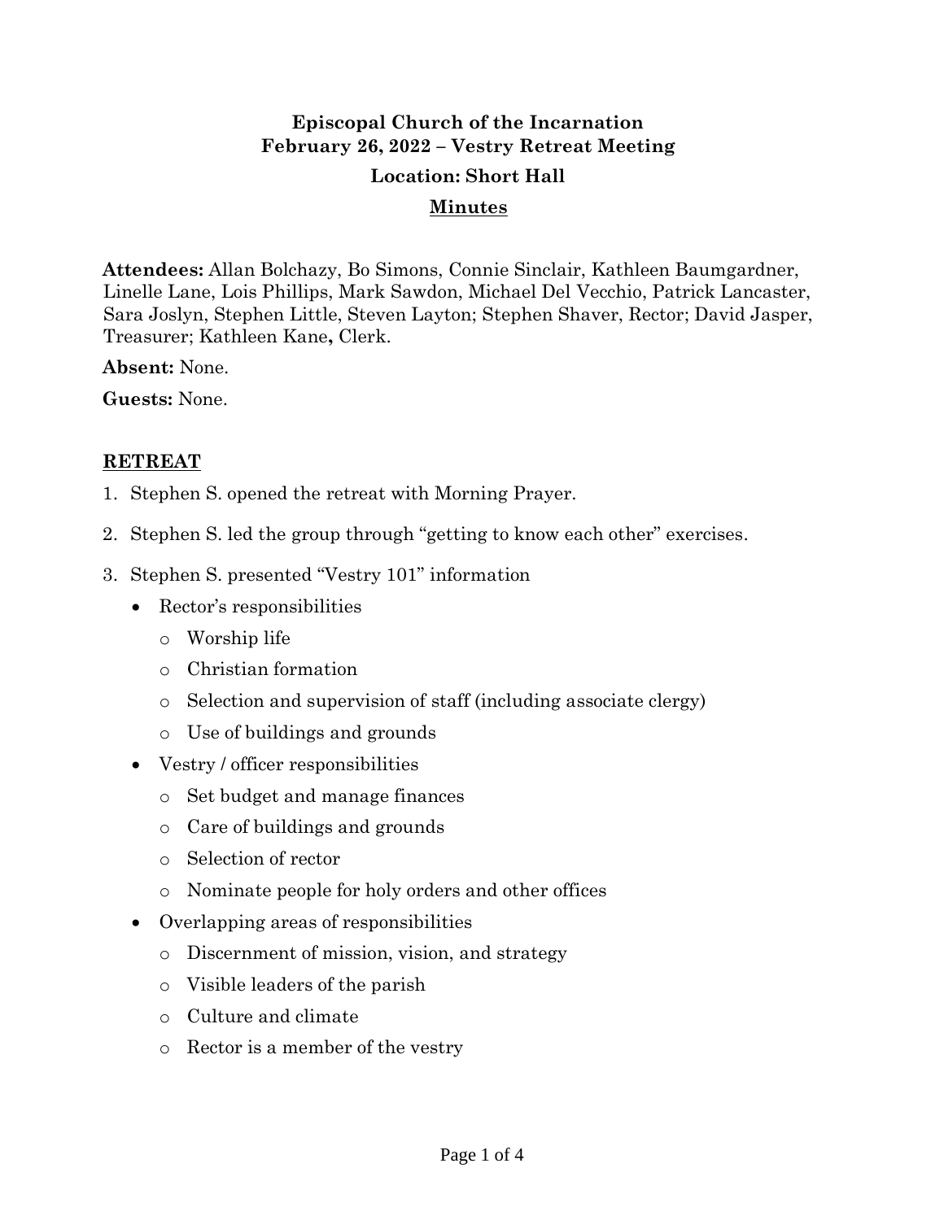**Episcopal Church of the Incarnation**
**February 26, 2022 – Vestry Retreat Meeting**
**Location: Short Hall**

## Minutes

**Attendees:** Allan Bolchazy, Bo Simons, Connie Sinclair, Kathleen Baumgardner, Linelle Lane, Lois Phillips, Mark Sawdon, Michael Del Vecchio, Patrick Lancaster, Sara Joslyn, Stephen Little, Steven Layton; Stephen Shaver, Rector; David Jasper, Treasurer; Kathleen Kane**,** Clerk.

**Absent:** None.

**Guests:** None.

## RETREAT

1. Stephen S. opened the retreat with Morning Prayer.
2. Stephen S. led the group through "getting to know each other" exercises.
3. Stephen S. presented "Vestry 101" information
   - Rector's responsibilities
     - Worship life
     - Christian formation
     - Selection and supervision of staff (including associate clergy)
     - Use of buildings and grounds
   - Vestry / officer responsibilities
     - Set budget and manage finances
     - Care of buildings and grounds
     - Selection of rector
     - Nominate people for holy orders and other offices
   - Overlapping areas of responsibilities
     - Discernment of mission, vision, and strategy
     - Visible leaders of the parish
     - Culture and climate
     - Rector is a member of the vestry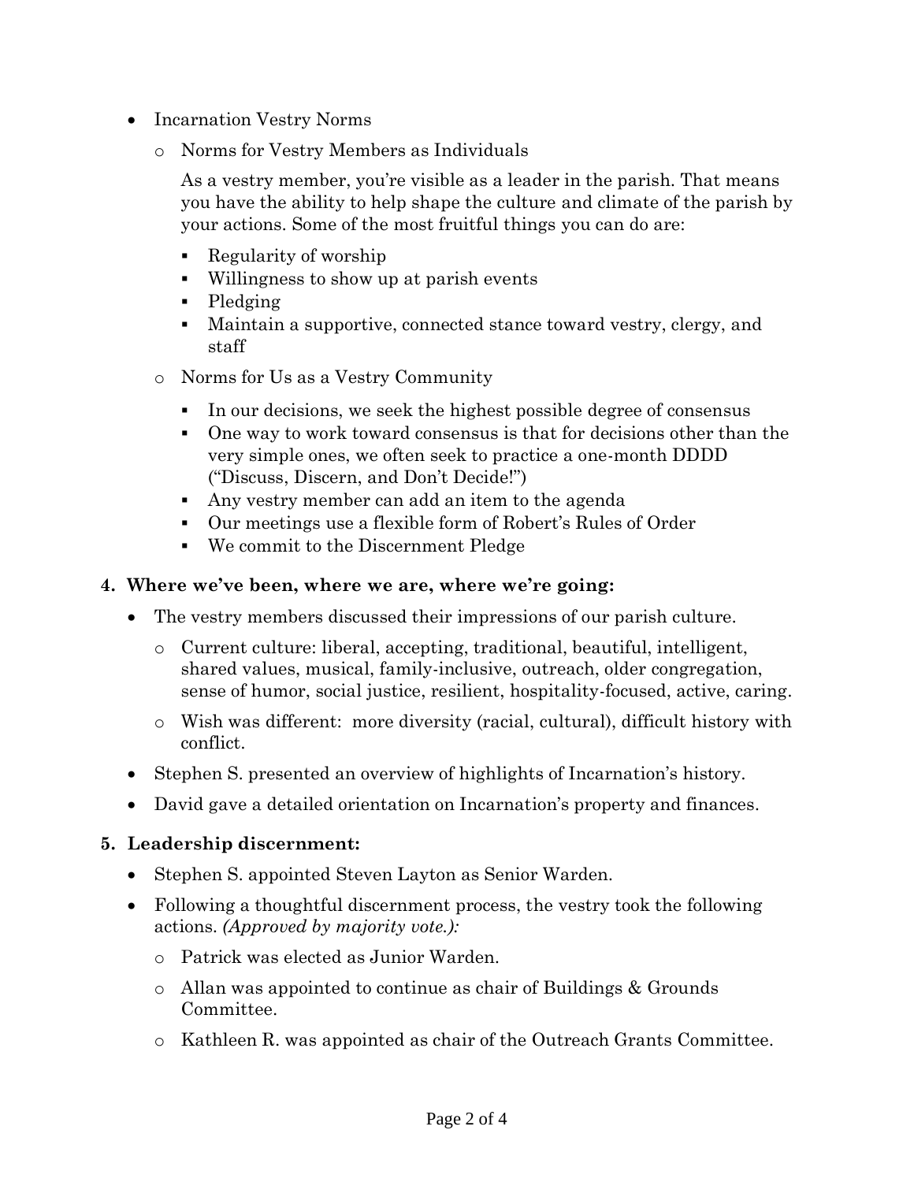- Incarnation Vestry Norms
  - Norms for Vestry Members as Individuals

    As a vestry member, you're visible as a leader in the parish. That means you have the ability to help shape the culture and climate of the parish by your actions. Some of the most fruitful things you can do are:

    - Regularity of worship
    - Willingness to show up at parish events
    - Pledging
    - Maintain a supportive, connected stance toward vestry, clergy, and staff
  - Norms for Us as a Vestry Community
    - In our decisions, we seek the highest possible degree of consensus
    - One way to work toward consensus is that for decisions other than the very simple ones, we often seek to practice a one-month DDDD ("Discuss, Discern, and Don't Decide!")
    - Any vestry member can add an item to the agenda
    - Our meetings use a flexible form of Robert's Rules of Order
    - We commit to the Discernment Pledge

4. **Where we've been, where we are, where we're going:**
   - The vestry members discussed their impressions of our parish culture.
     - Current culture: liberal, accepting, traditional, beautiful, intelligent, shared values, musical, family-inclusive, outreach, older congregation, sense of humor, social justice, resilient, hospitality-focused, active, caring.
     - Wish was different: more diversity (racial, cultural), difficult history with conflict.
   - Stephen S. presented an overview of highlights of Incarnation's history.
   - David gave a detailed orientation on Incarnation's property and finances.

5. **Leadership discernment:**
   - Stephen S. appointed Steven Layton as Senior Warden.
   - Following a thoughtful discernment process, the vestry took the following actions. *(Approved by majority vote.):*
     - Patrick was elected as Junior Warden.
     - Allan was appointed to continue as chair of Buildings & Grounds Committee.
     - Kathleen R. was appointed as chair of the Outreach Grants Committee.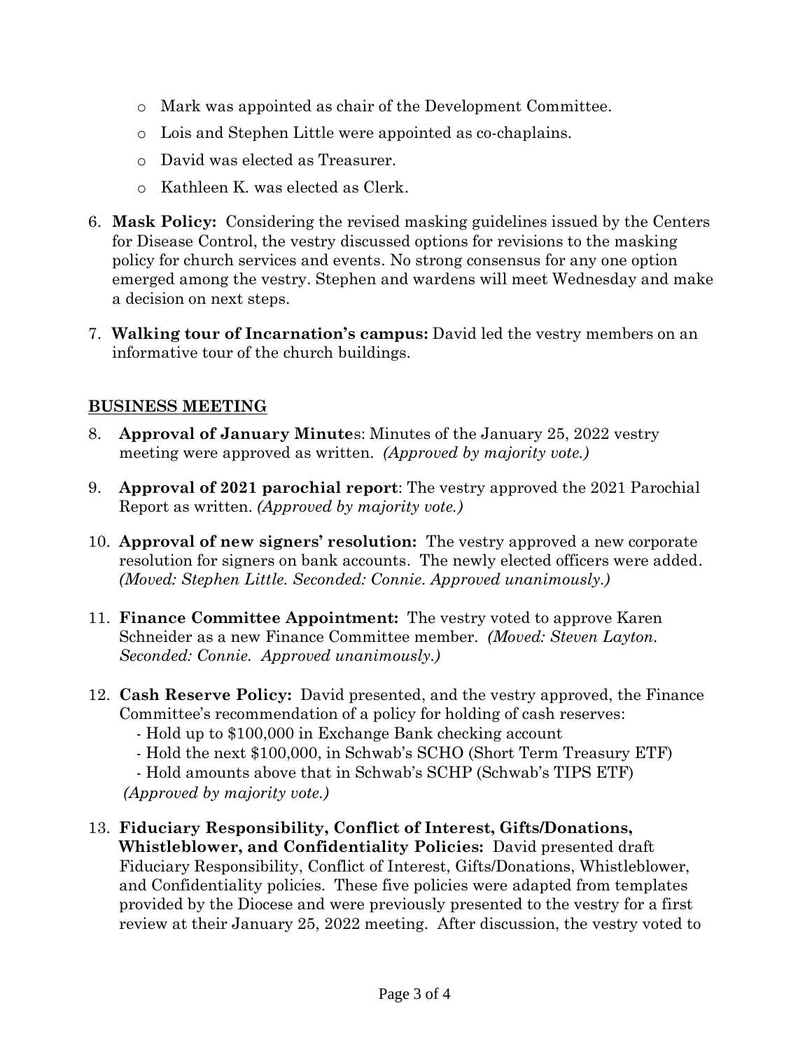- Mark was appointed as chair of the Development Committee.
  - Lois and Stephen Little were appointed as co-chaplains.
  - David was elected as Treasurer.
  - Kathleen K. was elected as Clerk.

6. **Mask Policy:** Considering the revised masking guidelines issued by the Centers for Disease Control, the vestry discussed options for revisions to the masking policy for church services and events. No strong consensus for any one option emerged among the vestry. Stephen and wardens will meet Wednesday and make a decision on next steps.

7. **Walking tour of Incarnation's campus:** David led the vestry members on an informative tour of the church buildings.

**BUSINESS MEETING**

8. **Approval of January Minutes**: Minutes of the January 25, 2022 vestry meeting were approved as written. *(Approved by majority vote.)*

9. **Approval of 2021 parochial report**: The vestry approved the 2021 Parochial Report as written. *(Approved by majority vote.)*

10. **Approval of new signers' resolution:** The vestry approved a new corporate resolution for signers on bank accounts. The newly elected officers were added. *(Moved: Stephen Little. Seconded: Connie. Approved unanimously.)*

11. **Finance Committee Appointment:** The vestry voted to approve Karen Schneider as a new Finance Committee member. *(Moved: Steven Layton. Seconded: Connie. Approved unanimously.)*

12. **Cash Reserve Policy:** David presented, and the vestry approved, the Finance Committee's recommendation of a policy for holding of cash reserves:
    - Hold up to $100,000 in Exchange Bank checking account
    - Hold the next $100,000, in Schwab's SCHO (Short Term Treasury ETF)
    - Hold amounts above that in Schwab's SCHP (Schwab's TIPS ETF)

    *(Approved by majority vote.)*

13. **Fiduciary Responsibility, Conflict of Interest, Gifts/Donations, Whistleblower, and Confidentiality Policies:** David presented draft Fiduciary Responsibility, Conflict of Interest, Gifts/Donations, Whistleblower, and Confidentiality policies. These five policies were adapted from templates provided by the Diocese and were previously presented to the vestry for a first review at their January 25, 2022 meeting. After discussion, the vestry voted to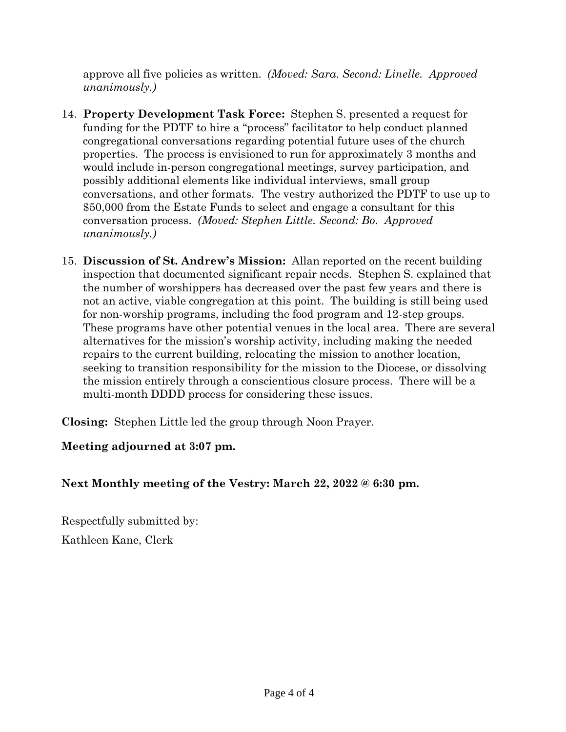approve all five policies as written. *(Moved: Sara. Second: Linelle. Approved unanimously.)*

14. **Property Development Task Force:** Stephen S. presented a request for funding for the PDTF to hire a "process" facilitator to help conduct planned congregational conversations regarding potential future uses of the church properties. The process is envisioned to run for approximately 3 months and would include in-person congregational meetings, survey participation, and possibly additional elements like individual interviews, small group conversations, and other formats. The vestry authorized the PDTF to use up to $50,000 from the Estate Funds to select and engage a consultant for this conversation process. *(Moved: Stephen Little. Second: Bo. Approved unanimously.)*

15. **Discussion of St. Andrew's Mission:** Allan reported on the recent building inspection that documented significant repair needs. Stephen S. explained that the number of worshippers has decreased over the past few years and there is not an active, viable congregation at this point. The building is still being used for non-worship programs, including the food program and 12-step groups. These programs have other potential venues in the local area. There are several alternatives for the mission's worship activity, including making the needed repairs to the current building, relocating the mission to another location, seeking to transition responsibility for the mission to the Diocese, or dissolving the mission entirely through a conscientious closure process. There will be a multi-month DDDD process for considering these issues.

**Closing:** Stephen Little led the group through Noon Prayer.

**Meeting adjourned at 3:07 pm.**

**Next Monthly meeting of the Vestry: March 22, 2022 @ 6:30 pm.**

Respectfully submitted by:
Kathleen Kane, Clerk